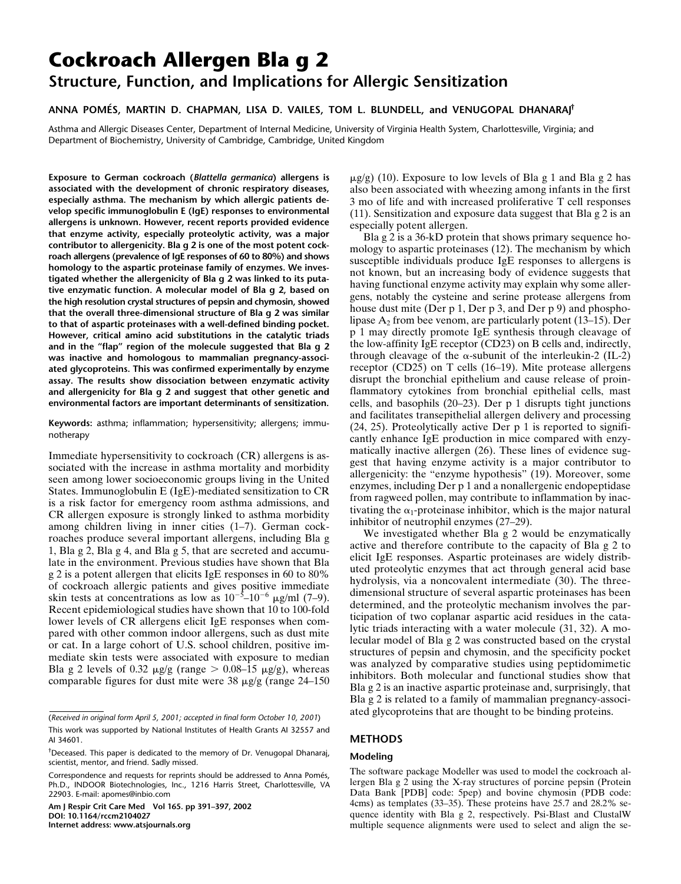# Cockroach Allergen Bla g 2

## Structure, Function, and Implications for Allergic Sensitization

**ANNA POMÉS, MARTIN D. CHAPMAN, LISA D. VAILES, TOM L. BLUNDELL, and VENUGOPAL DHANARAJ†**

Asthma and Allergic Diseases Center, Department of Internal Medicine, University of Virginia Health System, Charlottesville, Virginia; and Department of Biochemistry, University of Cambridge, Cambridge, United Kingdom

**Exposure to German cockroach (*Blattella germanica*) allergens is associated with the development of chronic respiratory diseases, especially asthma. The mechanism by which allergic patients develop specific immunoglobulin E (IgE) responses to environmental allergens is unknown. However, recent reports provided evidence that enzyme activity, especially proteolytic activity, was a major contributor to allergenicity. Bla g 2 is one of the most potent cockroach allergens (prevalence of IgE responses of 60 to 80%) and shows homology to the aspartic proteinase family of enzymes. We investigated whether the allergenicity of Bla g 2 was linked to its putative enzymatic function. A molecular model of Bla g 2, based on the high resolution crystal structures of pepsin and chymosin, showed that the overall three-dimensional structure of Bla g 2 was similar to that of aspartic proteinases with a well-defined binding pocket. However, critical amino acid substitutions in the catalytic triads and in the "flap" region of the molecule suggested that Bla g 2 was inactive and homologous to mammalian pregnancy-associated glycoproteins. This was confirmed experimentally by enzyme assay. The results show dissociation between enzymatic activity and allergenicity for Bla g 2 and suggest that other genetic and environmental factors are important determinants of sensitization.**

**Keywords:** asthma; inflammation; hypersensitivity; allergens; immunotherapy

Immediate hypersensitivity to cockroach (CR) allergens is associated with the increase in asthma mortality and morbidity seen among lower socioeconomic groups living in the United States. Immunoglobulin E (IgE)-mediated sensitization to CR is a risk factor for emergency room asthma admissions, and CR allergen exposure is strongly linked to asthma morbidity among children living in inner cities (1–7). German cockroaches produce several important allergens, including Bla g 1, Bla g 2, Bla g 4, and Bla g 5, that are secreted and accumulate in the environment. Previous studies have shown that Bla g 2 is a potent allergen that elicits IgE responses in 60 to 80% of cockroach allergic patients and gives positive immediate skin tests at concentrations as low as $10^{-5}$–$10^{-6}$ μg/ml (7–9). Recent epidemiological studies have shown that 10 to 100-fold lower levels of CR allergens elicit IgE responses when compared with other common indoor allergens, such as dust mite or cat. In a large cohort of U.S. school children, positive immediate skin tests were associated with exposure to median Bla g 2 levels of 0.32 μg/g (range > 0.08–15 μg/g), whereas comparable figures for dust mite were 38 μg/g (range 24–150 μg/g) (10). Exposure to low levels of Bla g 1 and Bla g 2 has also been associated with wheezing among infants in the first 3 mo of life and with increased proliferative T cell responses (11). Sensitization and exposure data suggest that Bla g 2 is an especially potent allergen.

Bla g 2 is a 36-kD protein that shows primary sequence homology to aspartic proteinases (12). The mechanism by which susceptible individuals produce IgE responses to allergens is not known, but an increasing body of evidence suggests that having functional enzyme activity may explain why some allergens, notably the cysteine and serine protease allergens from house dust mite (Der p 1, Der p 3, and Der p 9) and phospholipase $A_2$ from bee venom, are particularly potent (13–15). Der p 1 may directly promote IgE synthesis through cleavage of the low-affinity IgE receptor (CD23) on B cells and, indirectly, through cleavage of the α-subunit of the interleukin-2 (IL-2) receptor (CD25) on T cells (16–19). Mite protease allergens disrupt the bronchial epithelium and cause release of proinflammatory cytokines from bronchial epithelial cells, mast cells, and basophils (20–23). Der p 1 disrupts tight junctions and facilitates transepithelial allergen delivery and processing (24, 25). Proteolytically active Der p 1 is reported to significantly enhance IgE production in mice compared with enzymatically inactive allergen (26). These lines of evidence suggest that having enzyme activity is a major contributor to allergenicity: the "enzyme hypothesis" (19). Moreover, some enzymes, including Der p 1 and a nonallergenic endopeptidase from ragweed pollen, may contribute to inflammation by inactivating the $\alpha_1$-proteinase inhibitor, which is the major natural inhibitor of neutrophil enzymes (27–29).

We investigated whether Bla g 2 would be enzymatically active and therefore contribute to the capacity of Bla g 2 to elicit IgE responses. Aspartic proteinases are widely distributed proteolytic enzymes that act through general acid base hydrolysis, via a noncovalent intermediate (30). The three-dimensional structure of several aspartic proteinases has been determined, and the proteolytic mechanism involves the participation of two coplanar aspartic acid residues in the catalytic triads interacting with a water molecule (31, 32). A molecular model of Bla g 2 was constructed based on the crystal structures of pepsin and chymosin, and the specificity pocket was analyzed by comparative studies using peptidomimetic inhibitors. Both molecular and functional studies show that Bla g 2 is an inactive aspartic proteinase and, surprisingly, that Bla g 2 is related to a family of mammalian pregnancy-associated glycoproteins that are thought to be binding proteins.

## METHODS

### Modeling

The software package Modeller was used to model the cockroach allergen Bla g 2 using the X-ray structures of porcine pepsin (Protein Data Bank [PDB] code: 5pep) and bovine chymosin (PDB code: 4cms) as templates (33–35). These proteins have 25.7 and 28.2% sequence identity with Bla g 2, respectively. Psi-Blast and ClustalW multiple sequence alignments were used to select and align the se-

---

(*Received in original form April 5, 2001; accepted in final form October 10, 2001*)

This work was supported by National Institutes of Health Grants AI 32557 and AI 34601.

†Deceased. This paper is dedicated to the memory of Dr. Venugopal Dhanaraj, scientist, mentor, and friend. Sadly missed.

Correspondence and requests for reprints should be addressed to Anna Pomés, Ph.D., INDOOR Biotechnologies, Inc., 1216 Harris Street, Charlottesville, VA 22903. E-mail: apomes@inbio.com

Am J Respir Crit Care Med Vol 165. pp 391–397, 2002
DOI: 10.1164/rccm2104027
Internet address: www.atsjournals.org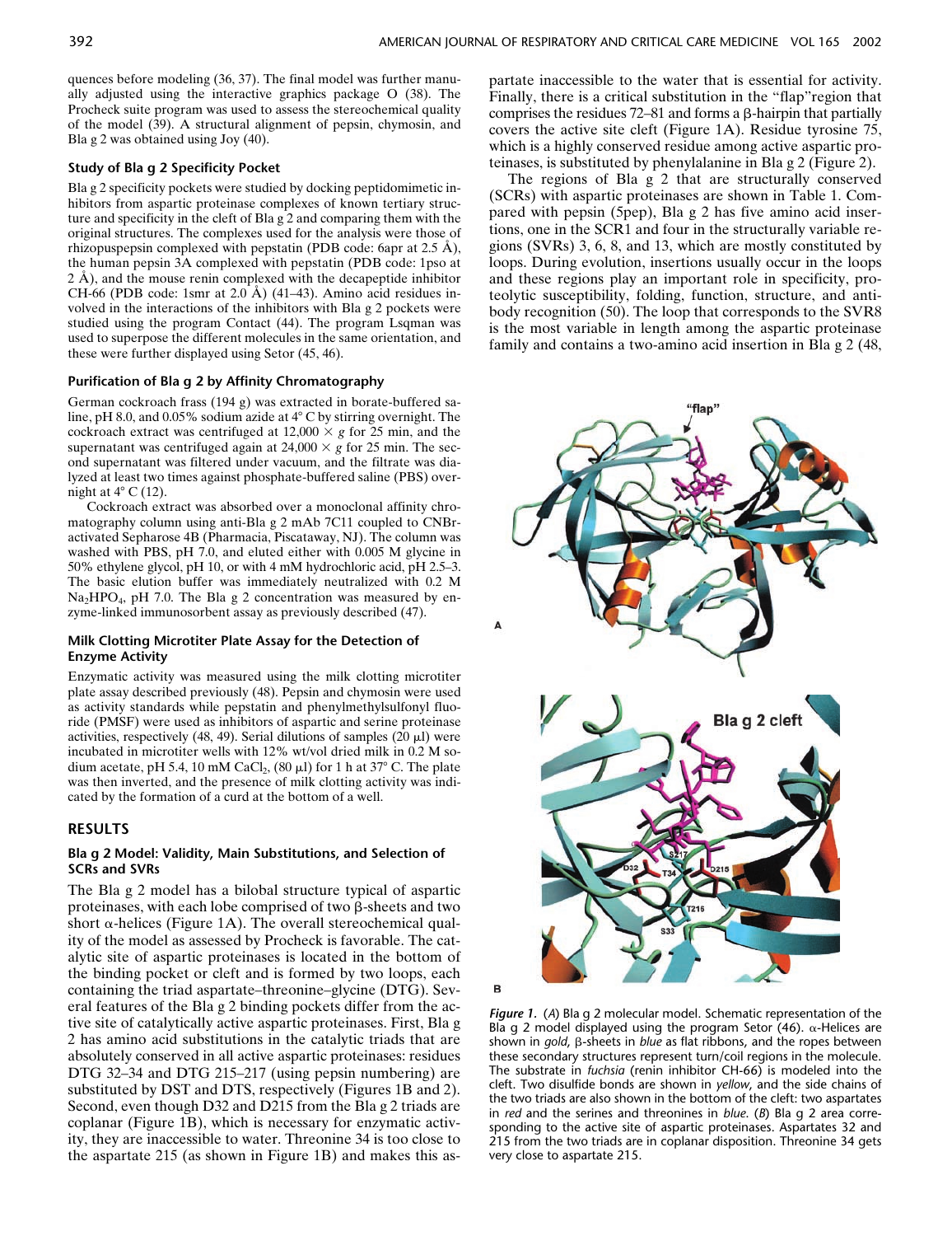quences before modeling (36, 37). The final model was further manually adjusted using the interactive graphics package O (38). The Procheck suite program was used to assess the stereochemical quality of the model (39). A structural alignment of pepsin, chymosin, and Bla g 2 was obtained using Joy (40).

### Study of Bla g 2 Specificity Pocket

Bla g 2 specificity pockets were studied by docking peptidomimetic inhibitors from aspartic proteinase complexes of known tertiary structure and specificity in the cleft of Bla g 2 and comparing them with the original structures. The complexes used for the analysis were those of rhizopuspepsin complexed with pepstatin (PDB code: 6apr at 2.5 Å), the human pepsin 3A complexed with pepstatin (PDB code: 1pso at 2 Å), and the mouse renin complexed with the decapeptide inhibitor CH-66 (PDB code: 1smr at 2.0 Å) (41–43). Amino acid residues involved in the interactions of the inhibitors with Bla g 2 pockets were studied using the program Contact (44). The program Lsqman was used to superpose the different molecules in the same orientation, and these were further displayed using Setor (45, 46).

### Purification of Bla g 2 by Affinity Chromatography

German cockroach frass (194 g) was extracted in borate-buffered saline, pH 8.0, and 0.05% sodium azide at 4° C by stirring overnight. The cockroach extract was centrifuged at 12,000 × *g* for 25 min, and the supernatant was centrifuged again at 24,000 × *g* for 25 min. The second supernatant was filtered under vacuum, and the filtrate was dialyzed at least two times against phosphate-buffered saline (PBS) overnight at 4° C (12).

Cockroach extract was absorbed over a monoclonal affinity chromatography column using anti-Bla g 2 mAb 7C11 coupled to CNBr-activated Sepharose 4B (Pharmacia, Piscataway, NJ). The column was washed with PBS, pH 7.0, and eluted either with 0.005 M glycine in 50% ethylene glycol, pH 10, or with 4 mM hydrochloric acid, pH 2.5–3. The basic elution buffer was immediately neutralized with 0.2 M $Na_2HPO_4$, pH 7.0. The Bla g 2 concentration was measured by enzyme-linked immunosorbent assay as previously described (47).

### Milk Clotting Microtiter Plate Assay for the Detection of Enzyme Activity

Enzymatic activity was measured using the milk clotting microtiter plate assay described previously (48). Pepsin and chymosin were used as activity standards while pepstatin and phenylmethylsulfonyl fluoride (PMSF) were used as inhibitors of aspartic and serine proteinase activities, respectively (48, 49). Serial dilutions of samples (20 μl) were incubated in microtiter wells with 12% wt/vol dried milk in 0.2 M sodium acetate, pH 5.4, 10 mM $CaCl_2$, (80 μl) for 1 h at 37° C. The plate was then inverted, and the presence of milk clotting activity was indicated by the formation of a curd at the bottom of a well.

## RESULTS

### Bla g 2 Model: Validity, Main Substitutions, and Selection of SCRs and SVRs

The Bla g 2 model has a bilobal structure typical of aspartic proteinases, with each lobe comprised of two β-sheets and two short α-helices (Figure 1A). The overall stereochemical quality of the model as assessed by Procheck is favorable. The catalytic site of aspartic proteinases is located in the bottom of the binding pocket or cleft and is formed by two loops, each containing the triad aspartate–threonine–glycine (DTG). Several features of the Bla g 2 binding pockets differ from the active site of catalytically active aspartic proteinases. First, Bla g 2 has amino acid substitutions in the catalytic triads that are absolutely conserved in all active aspartic proteinases: residues DTG 32–34 and DTG 215–217 (using pepsin numbering) are substituted by DST and DTS, respectively (Figures 1B and 2). Second, even though D32 and D215 from the Bla g 2 triads are coplanar (Figure 1B), which is necessary for enzymatic activity, they are inaccessible to water. Threonine 34 is too close to the aspartate 215 (as shown in Figure 1B) and makes this aspartate inaccessible to the water that is essential for activity. Finally, there is a critical substitution in the "flap"region that comprises the residues 72–81 and forms a β-hairpin that partially covers the active site cleft (Figure 1A). Residue tyrosine 75, which is a highly conserved residue among active aspartic proteinases, is substituted by phenylalanine in Bla g 2 (Figure 2).

The regions of Bla g 2 that are structurally conserved (SCRs) with aspartic proteinases are shown in Table 1. Compared with pepsin (5pep), Bla g 2 has five amino acid insertions, one in the SCR1 and four in the structurally variable regions (SVRs) 3, 6, 8, and 13, which are mostly constituted by loops. During evolution, insertions usually occur in the loops and these regions play an important role in specificity, proteolytic susceptibility, folding, function, structure, and antibody recognition (50). The loop that corresponds to the SVR8 is the most variable in length among the aspartic proteinase family and contains a two-amino acid insertion in Bla g 2 (48,

*Figure 1.* (*A*) Bla g 2 molecular model. Schematic representation of the Bla g 2 model displayed using the program Setor (46). α-Helices are shown in *gold*, β-sheets in *blue* as flat ribbons, and the ropes between these secondary structures represent turn/coil regions in the molecule. The substrate in *fuchsia* (renin inhibitor CH-66) is modeled into the cleft. Two disulfide bonds are shown in *yellow*, and the side chains of the two triads are also shown in the bottom of the cleft: two aspartates in *red* and the serines and threonines in *blue.* (*B*) Bla g 2 area corresponding to the active site of aspartic proteinases. Aspartates 32 and 215 from the two triads are in coplanar disposition. Threonine 34 gets very close to aspartate 215.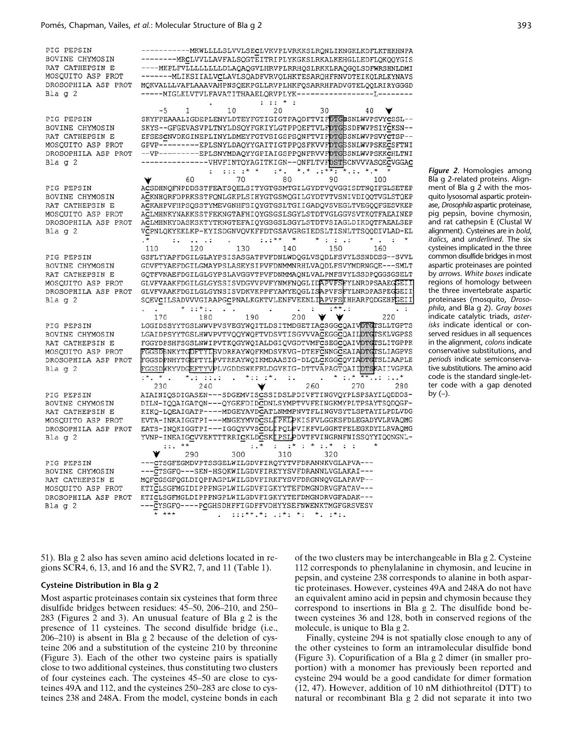```
PIG PEPSIN            -----------MKWLLLLSLVVLSECLVKVPLVRKKSLRQNLIKNGKLKDFLKTHKHNPA
BOVINE CHYMOSIN       --------MRCLVVLLAVFALSQGTEITRIPLYKGKSLRKALKEHGLLEDFLQKQQYGIS
RAT CATHEPSIN E       ----MKPLFVLLLLLLLDLAQAQGVLHRVPLRRHQSLRKKLRAQGQLSDFWRSHNLDMI
MOSQUITO ASP PROT     -------MLIKSIIALVCLAVLSQADFVRVQLHKTESARQHFRNVDTEIKQLRLKYNAVS
DROSOPHILA ASP PROT   MQKVALLVFALAAAVAHPNSQEKPGLLRVPLHKFQSARRHFADVGTELQQLRIRYGGGD
Bla g 2               -----MIGLKLVTVLFAVATITHAAELQRVPLYK-----------------L--------
                                             .         : :: * :
                         -5    1         10         20         30         40
PIG PEPSIN            SKYFPEAAALIGDEPLENYLDTEYFGTIGIGTPAQDFTVIFDTGSSNLWVPSVYCSSL--
BOVINE CHYMOSIN       SKYS--GFGEVASVPLTNYLDSQYFGKIYLGTPPQEFTVLFDTGSSDFWVPSIYCKSN--
RAT CATHEPSIN E       EFSESCNVDKGINEPLINYLDMEYFGTVSIGSPSQNFTVIFDTGSSNLWVPSVYCTSP--
MOSQUITO ASP PROT     GPVP---------EPLSNYLDAQYYGAITIGTPPQSFKVVFDTGSSNLWVPSKECSFTNI
DROSOPHILA ASP PROT   --VP---------EPLSNYMDAQYYGPIAIGSPPQNFRVVFDTGSSNLWVPSKKCHLTNI
Bla g 2               ---------------VHFVFINTQYAGITKIGN--QNFLTVFDSTSCNVVVASQECVGGAC
                                   :  ::: :* *    :*.  *.* .:**: *.:. *.*  *
                                     60         70         80         90        100
PIG PEPSIN            ACSDHNQFNPDDSSTFEATSQELSITYGTGSMTGILGYDTVQVGGISDTNQIFGLSETEP
BOVINE CHYMOSIN       ACKNHQRFDPRKSSTFQNLGKPLSIHYGTGSMQGILGYDTVTVSNIVDIQQTVGLSTQEP
RAT CATHEPSIN E       ACKAHPVFHPSQSSTYMEVGNHFSIQYGTGSLTGIIGADQVSVEGLTVEGQQFGESVKEP
MOSQUITO ASP PROT     ACLMHNKYNAKKSSTFEKNGTAFHIQYGSGSLSGYLSTDTVGLGGVSVTKQTFAEAINEP
DROSOPHILA ASP PROT   ACLMHNKYDASKSKTYTKNGTEFAIQYGSGSLSGYLSTDTVSIAGLDIKDQTFAEALSEP
Bla g 2               VCPNLQKYEKLKP-KYISDGNVQVKFFDTGSAVGRGIEDSLTISNLTTSQQDIVLAD-EL
                      .*    :.  .. .:    .     :.:** *   * : : .:     *  .  :  *
                         110        120        130        140        150        160
PIG PEPSIN            GSFLYYAPFDGILGLAYPSISASGATPVFDNLWDQGLVSQDLFSVYLSSNDDSG--SVVL
BOVINE CHYMOSIN       GDVFTYAEFDGILGMAYPSLASEYSIPVFDNMMNRHLVAQDLFSVYMDRNGQE---SMLT
RAT CATHEPSIN E       GQTFVNAEFDGILGLGYPSLAVGGVTPVFDNMMAQNLVALPMFSVYLSSDPQGGSGSELT
MOSQUITO ASP PROT     GLVFVAAKFDGILGLGYSSISVDGVVPVFYNMFNQGLIDAPVFSFYLNRDPSAAEGGEII
DROSOPHILA ASP PROT   GLVFVAAKFDGILGLGYNSISVDKVKPPFYAMYEQGLISAPVFSFYLNRDPASPEGGEII
Bla g 2               SQEVCILSADVVVGIAAPGCPNALKGKTVLENFVEENLIAPVFSIHHARFQDGEHFGEII
                      .  .     * ::*:.  .  .          .      .  :   :**.:         . :
                         170        180        190        200        210        220
PIG PEPSIN            LGGIDSSYYTGSLNWVPVSVEGYWQITLDSITMDGETIACSGGCQAIVDTGTSLLTGPTS
BOVINE CHYMOSIN       LGAIDPSYYTGSLHWVPVTVQQYWQFTVDSVTISGVVVACEGGCQAILDTGTSKLVGPSS
RAT CATHEPSIN E       FGGYDPSHFSGSLNWIPVTKQGYWQIALDGIQVGDTVMFCSEGCQAIVDTGTSLITGPPK
MOSQUITO ASP PROT     FGGSDSNKYTGDFTYLSVDRKAYWQFKMDSVKVG-DTEFCNNGCEAIADTGTSLIAGPVS
DROSOPHILA ASP PROT   FGGSDPNHYTGEFTYLPVTRKAYWQIKMDAASIG-DLQLCKGGCQVIADTGTSLIAAPLE
Bla g 2               FGGSDWKYVDGEFTYVPLVGDDSWKFRLDGVKIG-DTTVAPAGTQAIIDTSKAIIVGPKA
                      :*. * .    *.: ::.:    .   *.: :*. :.        .  * :.* **.: :.:*
                         230        240          250        260        270        280
PIG PEPSIN            AIAINIQSDIGASEN---SDGEMVISCSSIDSLPDIVFTINGVQYPLSPSAYILQDDDS-
BOVINE CHYMOSIN       DILN-IQQAIGATQN---QYGEFDIDCDNLSYMPTVVFEINGKMYPLTPSAYTSQDQGF-
RAT CATHEPSIN E       KIKQ-LQEAIGATP----MDGEYAVDCATLNMMPNVTFLINGVSYTLSPTAYILPDLVDG
MOSQUITO ASP PROT     EVTA-INKAIGGTPI---MNGEYMVDCSLIPKLPKISFVLGGKSFDLEGADYVLRVAQMG
DROSOPHILA ASP PROT   EATS-INQKIGGTPI---IGGQYVVSCDLIPQLPVIKFVLGGKTFELEGKDYILRVAQMG
Bla g 2               YVNP-INEAIGCVVEKTTTRRICKLDCSKIPSLPDVTFVINGRNFNISSQYYIQQNGNL-
                        ::. **                :.*   :  :* :  * :.*   :  :        *
                         290        300        310        320
PIG PEPSIN            ---CTSGFEGMDVPTSSGELWILGDVFIRQYYTVFDRANNKVGLAPVA---
BOVINE CHYMOSIN       ---CTSGFQ---SEN-HSQKWILGDVFIREYYSVFDRANNLVGLAKAI---
RAT CATHEPSIN E       MQFCGSGFQGLDIQPPAGPLWILGDVFIRKFYSVFDRGNNQVGLAPAVP--
MOSQUITO ASP PROT     KTICLSGFMGIDIPPPNGPLWILGDVFIGKYYTEFDMGNDRVGFATAV---
DROSOPHILA ASP PROT   KTICLSGFMGLDIPPPNGPLWILGDVFIGKYYTEFDMGNDRVGFADAK---
Bla g 2               ---CYSGFQ----PCGHSDHFFIGDFFVDHYYSEFNWENKTMGFGRSVESV
                         * ***        .  :::**.*: .:*: *:   *. :*:.
```

*Figure 2.* Homologies among Bla g 2-related proteins. Alignment of Bla g 2 with the mosquito lysosomal aspartic proteinase, *Drosophila* aspartic proteinase, pig pepsin, bovine chymosin, and rat cathepsin E (Clustal W alignment). Cysteines are in ***bold, italics, and underlined***. The six cysteines implicated in the three common disulfide bridges in most aspartic proteinases are pointed by *arrows*. *White boxes* indicate regions of homology between the three invertebrate aspartic proteinases (mosquito, *Drosophila*, and Bla g 2). *Gray boxes* indicate catalytic triads, *asterisks* indicate identical or conserved residues in all sequences in the alignment, *colons* indicate conservative substitutions, and *periods* indicate semiconservative substitutions. The amino acid code is the standard single-letter code with a gap denoted by (–).

51). Bla g 2 also has seven amino acid deletions located in regions SCR4, 6, 13, and 16 and the SVR2, 7, and 11 (Table 1).

### Cysteine Distribution in Bla g 2

Most aspartic proteinases contain six cysteines that form three disulfide bridges between residues: 45–50, 206–210, and 250–283 (Figures 2 and 3). An unusual feature of Bla g 2 is the presence of 11 cysteines. The second disulfide bridge (i.e., 206–210) is absent in Bla g 2 because of the deletion of cysteine 206 and a substitution of the cysteine 210 by threonine (Figure 3). Each of the other two cysteine pairs is spatially close to two additional cysteines, thus constituting two clusters of four cysteines each. The cysteines 45–50 are close to cysteines 49A and 112, and the cysteines 250–283 are close to cysteines 238 and 248A. From the model, cysteine bonds in each of the two clusters may be interchangeable in Bla g 2. Cysteine 112 corresponds to phenylalanine in chymosin, and leucine in pepsin, and cysteine 238 corresponds to alanine in both aspartic proteinases. However, cysteines 49A and 248A do not have an equivalent amino acid in pepsin and chymosin because they correspond to insertions in Bla g 2. The disulfide bond between cysteines 36 and 128, both in conserved regions of the molecule, is unique to Bla g 2.

Finally, cysteine 294 is not spatially close enough to any of the other cysteines to form an intramolecular disulfide bond (Figure 3). Copurification of a Bla g 2 dimer (in smaller proportion) with a monomer has previously been reported and cysteine 294 would be a good candidate for dimer formation (12, 47). However, addition of 10 nM dithiothreitol (DTT) to natural or recombinant Bla g 2 did not separate it into two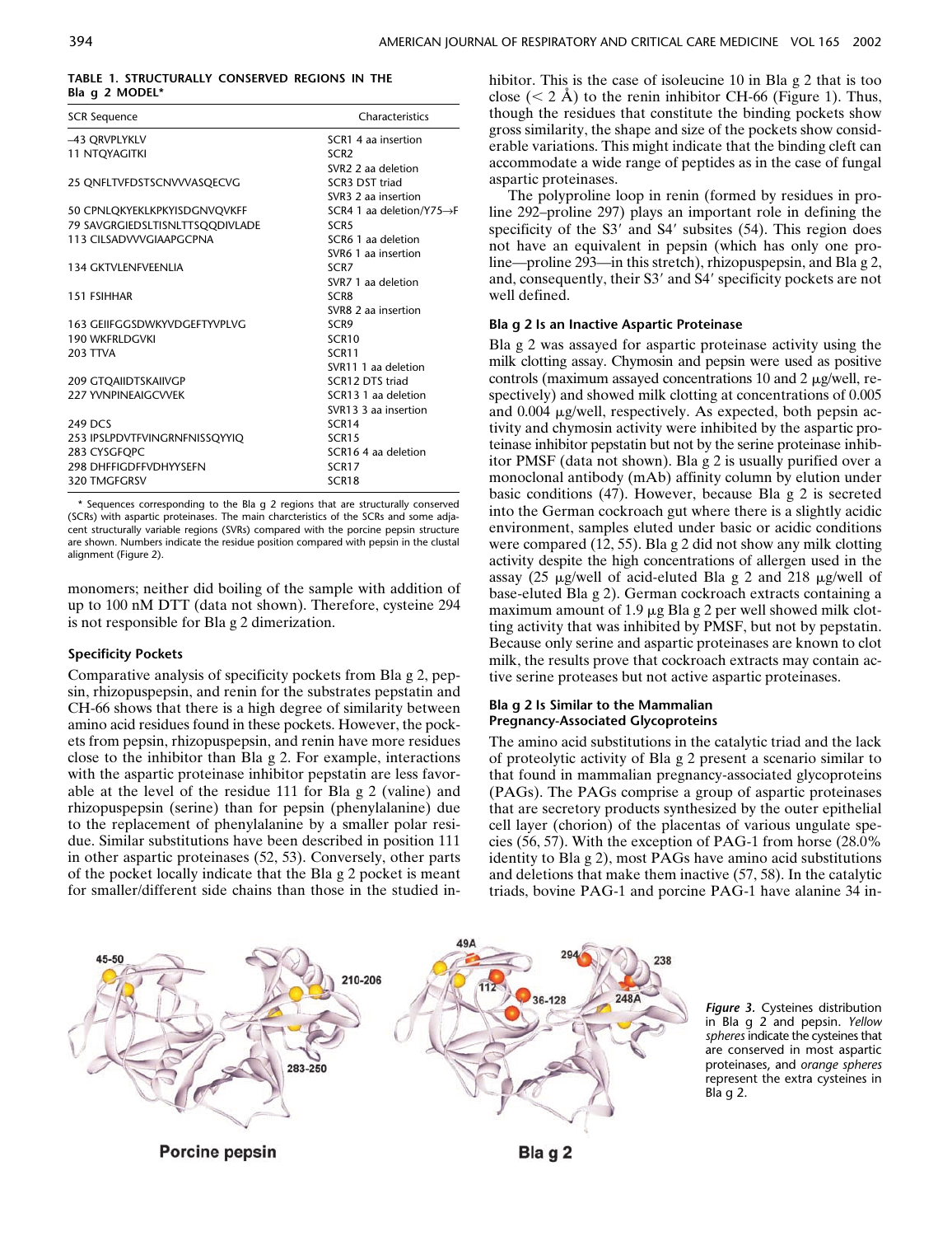**TABLE 1. STRUCTURALLY CONSERVED REGIONS IN THE Bla g 2 MODEL***

| SCR Sequence | Characteristics |
|---|---|
| –43 QRVPLYKLV | SCR1 4 aa insertion |
| 11 NTQYAGITKI | SCR2 |
| | SVR2 2 aa deletion |
| 25 QNFLTVFDSTSCNVVVASQECVG | SCR3 DST triad |
| | SVR3 2 aa insertion |
| 50 CPNLQKYEKLKPKYISDGNVQVKFF | SCR4 1 aa deletion/Y75→F |
| 79 SAVGRGIEDSLTISNLTTSQQDIVLADE | SCR5 |
| 113 CILSADVVVGIAAPGCPNA | SCR6 1 aa deletion |
| | SVR6 1 aa insertion |
| 134 GKTVLENFVEENLIA | SCR7 |
| | SVR7 1 aa deletion |
| 151 FSIHHAR | SCR8 |
| | SVR8 2 aa insertion |
| 163 GEIIFGGSDWKYVDGEFTYVPLVG | SCR9 |
| 190 WKFRLDGVKI | SCR10 |
| 203 TTVA | SCR11 |
| | SVR11 1 aa deletion |
| 209 GTQAIIDTSKAIIVGP | SCR12 DTS triad |
| 227 YVNPINEAIGCVVEK | SCR13 1 aa deletion |
| | SVR13 3 aa insertion |
| 249 DCS | SCR14 |
| 253 IPSLPDVTFVINGRNFNISSQYYIQ | SCR15 |
| 283 CYSGFQPC | SCR16 4 aa deletion |
| 298 DHFFIGDFFVDHYYSEFN | SCR17 |
| 320 TMGFGRSV | SCR18 |

\* Sequences corresponding to the Bla g 2 regions that are structurally conserved (SCRs) with aspartic proteinases. The main charcteristics of the SCRs and some adjacent structurally variable regions (SVRs) compared with the porcine pepsin structure are shown. Numbers indicate the residue position compared with pepsin in the clustal alignment (Figure 2).

monomers; neither did boiling of the sample with addition of up to 100 nM DTT (data not shown). Therefore, cysteine 294 is not responsible for Bla g 2 dimerization.

### Specificity Pockets

Comparative analysis of specificity pockets from Bla g 2, pepsin, rhizopuspepsin, and renin for the substrates pepstatin and CH-66 shows that there is a high degree of similarity between amino acid residues found in these pockets. However, the pockets from pepsin, rhizopuspepsin, and renin have more residues close to the inhibitor than Bla g 2. For example, interactions with the aspartic proteinase inhibitor pepstatin are less favorable at the level of the residue 111 for Bla g 2 (valine) and rhizopuspepsin (serine) than for pepsin (phenylalanine) due to the replacement of phenylalanine by a smaller polar residue. Similar substitutions have been described in position 111 in other aspartic proteinases (52, 53). Conversely, other parts of the pocket locally indicate that the Bla g 2 pocket is meant for smaller/different side chains than those in the studied inhibitor. This is the case of isoleucine 10 in Bla g 2 that is too close (< 2 Å) to the renin inhibitor CH-66 (Figure 1). Thus, though the residues that constitute the binding pockets show gross similarity, the shape and size of the pockets show considerable variations. This might indicate that the binding cleft can accommodate a wide range of peptides as in the case of fungal aspartic proteinases.

The polyproline loop in renin (formed by residues in proline 292–proline 297) plays an important role in defining the specificity of the S3′ and S4′ subsites (54). This region does not have an equivalent in pepsin (which has only one proline—proline 293—in this stretch), rhizopuspepsin, and Bla g 2, and, consequently, their S3′ and S4′ specificity pockets are not well defined.

### Bla g 2 Is an Inactive Aspartic Proteinase

Bla g 2 was assayed for aspartic proteinase activity using the milk clotting assay. Chymosin and pepsin were used as positive controls (maximum assayed concentrations 10 and 2 μg/well, respectively) and showed milk clotting at concentrations of 0.005 and 0.004 μg/well, respectively. As expected, both pepsin activity and chymosin activity were inhibited by the aspartic proteinase inhibitor pepstatin but not by the serine proteinase inhibitor PMSF (data not shown). Bla g 2 is usually purified over a monoclonal antibody (mAb) affinity column by elution under basic conditions (47). However, because Bla g 2 is secreted into the German cockroach gut where there is a slightly acidic environment, samples eluted under basic or acidic conditions were compared (12, 55). Bla g 2 did not show any milk clotting activity despite the high concentrations of allergen used in the assay (25 μg/well of acid-eluted Bla g 2 and 218 μg/well of base-eluted Bla g 2). German cockroach extracts containing a maximum amount of 1.9 μg Bla g 2 per well showed milk clotting activity that was inhibited by PMSF, but not by pepstatin. Because only serine and aspartic proteinases are known to clot milk, the results prove that cockroach extracts may contain active serine proteases but not active aspartic proteinases.

### Bla g 2 Is Similar to the Mammalian Pregnancy-Associated Glycoproteins

The amino acid substitutions in the catalytic triad and the lack of proteolytic activity of Bla g 2 present a scenario similar to that found in mammalian pregnancy-associated glycoproteins (PAGs). The PAGs comprise a group of aspartic proteinases that are secretory products synthesized by the outer epithelial cell layer (chorion) of the placentas of various ungulate species (56, 57). With the exception of PAG-1 from horse (28.0% identity to Bla g 2), most PAGs have amino acid substitutions and deletions that make them inactive (57, 58). In the catalytic triads, bovine PAG-1 and porcine PAG-1 have alanine 34 in-

*Figure 3.* Cysteines distribution in Bla g 2 and pepsin. *Yellow spheres* indicate the cysteines that are conserved in most aspartic proteinases, and *orange spheres* represent the extra cysteines in Bla g 2.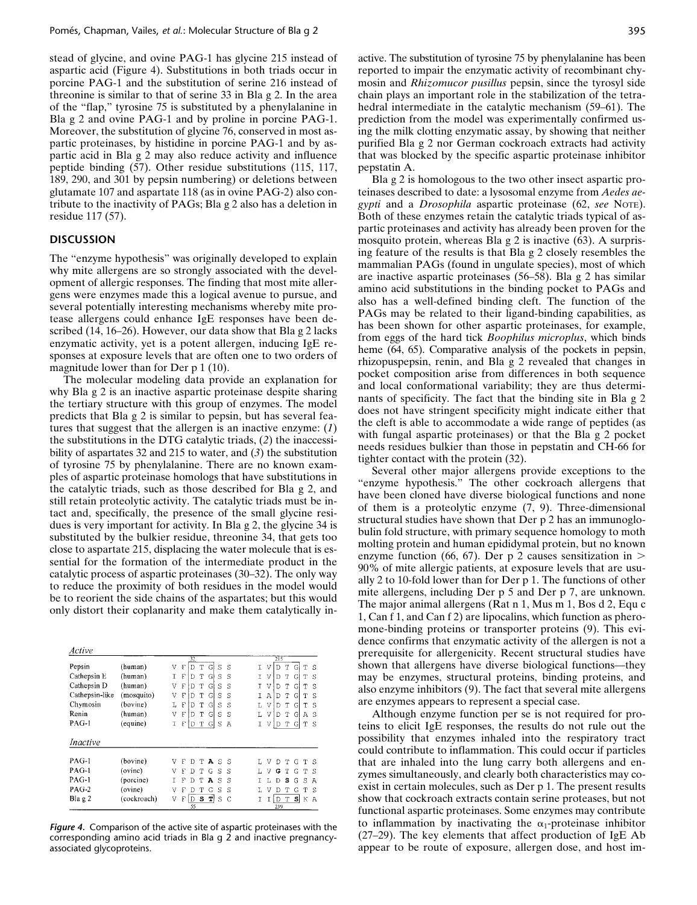stead of glycine, and ovine PAG-1 has glycine 215 instead of aspartic acid (Figure 4). Substitutions in both triads occur in porcine PAG-1 and the substitution of serine 216 instead of threonine is similar to that of serine 33 in Bla g 2. In the area of the "flap," tyrosine 75 is substituted by a phenylalanine in Bla g 2 and ovine PAG-1 and by proline in porcine PAG-1. Moreover, the substitution of glycine 76, conserved in most aspartic proteinases, by histidine in porcine PAG-1 and by aspartic acid in Bla g 2 may also reduce activity and influence peptide binding (57). Other residue substitutions (115, 117, 189, 290, and 301 by pepsin numbering) or deletions between glutamate 107 and aspartate 118 (as in ovine PAG-2) also contribute to the inactivity of PAGs; Bla g 2 also has a deletion in residue 117 (57).

## DISCUSSION

The "enzyme hypothesis" was originally developed to explain why mite allergens are so strongly associated with the development of allergic responses. The finding that most mite allergens were enzymes made this a logical avenue to pursue, and several potentially interesting mechanisms whereby mite protease allergens could enhance IgE responses have been described (14, 16–26). However, our data show that Bla g 2 lacks enzymatic activity, yet is a potent allergen, inducing IgE responses at exposure levels that are often one to two orders of magnitude lower than for Der p 1 (10).

The molecular modeling data provide an explanation for why Bla g 2 is an inactive aspartic proteinase despite sharing the tertiary structure with this group of enzymes. The model predicts that Bla g 2 is similar to pepsin, but has several features that suggest that the allergen is an inactive enzyme: (*1*) the substitutions in the DTG catalytic triads, (*2*) the inaccessibility of aspartates 32 and 215 to water, and (*3*) the substitution of tyrosine 75 by phenylalanine. There are no known examples of aspartic proteinase homologs that have substitutions in the catalytic triads, such as those described for Bla g 2, and still retain proteolytic activity. The catalytic triads must be intact and, specifically, the presence of the small glycine residues is very important for activity. In Bla g 2, the glycine 34 is substituted by the bulkier residue, threonine 34, that gets too close to aspartate 215, displacing the water molecule that is essential for the formation of the intermediate product in the catalytic process of aspartic proteinases (30–32). The only way to reduce the proximity of both residues in the model would be to reorient the side chains of the aspartates; but this would only distort their coplanarity and make them catalytically inactive. The substitution of tyrosine 75 by phenylalanine has been reported to impair the enzymatic activity of recombinant chymosin and *Rhizomucor pusillus* pepsin, since the tyrosyl side chain plays an important role in the stabilization of the tetrahedral intermediate in the catalytic mechanism (59–61). The prediction from the model was experimentally confirmed using the milk clotting enzymatic assay, by showing that neither purified Bla g 2 nor German cockroach extracts had activity that was blocked by the specific aspartic proteinase inhibitor pepstatin A.

Bla g 2 is homologous to the two other insect aspartic proteinases described to date: a lysosomal enzyme from *Aedes aegypti* and a *Drosophila* aspartic proteinase (62, *see* NOTE). Both of these enzymes retain the catalytic triads typical of aspartic proteinases and activity has already been proven for the mosquito protein, whereas Bla g 2 is inactive (63). A surprising feature of the results is that Bla g 2 closely resembles the mammalian PAGs (found in ungulate species), most of which are inactive aspartic proteinases (56–58). Bla g 2 has similar amino acid substitutions in the binding pocket to PAGs and also has a well-defined binding cleft. The function of the PAGs may be related to their ligand-binding capabilities, as has been shown for other aspartic proteinases, for example, from eggs of the hard tick *Boophilus microplus*, which binds heme (64, 65). Comparative analysis of the pockets in pepsin, rhizopuspepsin, renin, and Bla g 2 revealed that changes in pocket composition arise from differences in both sequence and local conformational variability; they are thus determinants of specificity. The fact that the binding site in Bla g 2 does not have stringent specificity might indicate either that the cleft is able to accommodate a wide range of peptides (as with fungal aspartic proteinases) or that the Bla g 2 pocket needs residues bulkier than those in pepstatin and CH-66 for tighter contact with the protein (32).

Several other major allergens provide exceptions to the "enzyme hypothesis." The other cockroach allergens that have been cloned have diverse biological functions and none of them is a proteolytic enzyme (7, 9). Three-dimensional structural studies have shown that Der p 2 has an immunoglobulin fold structure, with primary sequence homology to moth molting protein and human epididymal protein, but no known enzyme function (66, 67). Der p 2 causes sensitization in > 90% of mite allergic patients, at exposure levels that are usually 2 to 10-fold lower than for Der p 1. The functions of other mite allergens, including Der p 5 and Der p 7, are unknown. The major animal allergens (Rat n 1, Mus m 1, Bos d 2, Equ c 1, Can f 1, and Can f 2) are lipocalins, which function as pheromone-binding proteins or transporter proteins (9). This evidence confirms that enzymatic activity of the allergen is not a prerequisite for allergenicity. Recent structural studies have shown that allergens have diverse biological functions—they may be enzymes, structural proteins, binding proteins, and also enzyme inhibitors (9). The fact that several mite allergens are enzymes appears to represent a special case.

Although enzyme function per se is not required for proteins to elicit IgE responses, the results do not rule out the possibility that enzymes inhaled into the respiratory tract could contribute to inflammation. This could occur if particles that are inhaled into the lung carry both allergens and enzymes simultaneously, and clearly both characteristics may coexist in certain molecules, such as Der p 1. The present results show that cockroach extracts contain serine proteases, but not functional aspartic proteinases. Some enzymes may contribute to inflammation by inactivating the $\alpha_1$-proteinase inhibitor (27–29). The key elements that affect production of IgE Ab appear to be route of exposure, allergen dose, and host im-

| | | 32 | 215 |
|---|---|---|---|
| *Active* | | | |
| Pepsin | (human) | V F D T G S S | I V D T G T S |
| Cathepsin E | (human) | I F D T G S S | I V D T G T S |
| Cathepsin D | (human) | V F D T G S S | I V D T G T S |
| Cathepsin-like | (mosquito) | V F D T G S S | I A D T G T S |
| Chymosin | (bovine) | L F D T G S S | L V D T G T S |
| Renin | (human) | V F D T G S S | L V D T G A S |
| PAG-1 | (equine) | I F D T G S A | I V D T G T S |
| *Inactive* | | | |
| PAG-1 | (bovine) | V F D T **A** S S | L V D T G T S |
| PAG-1 | (ovine) | V F D T G S S | L V **G** T G T S |
| PAG-1 | (porcine) | I F D T **A** S S | I L D **S** G S A |
| PAG-2 | (ovine) | V F D T G S S | L V D T G T S |
| Bla g 2 | (cockroach) | V F D **S T** S C | I I D T **S** K A |
| | | 55 | 239 |

*Figure 4.* Comparison of the active site of aspartic proteinases with the corresponding amino acid triads in Bla g 2 and inactive pregnancy-associated glycoproteins.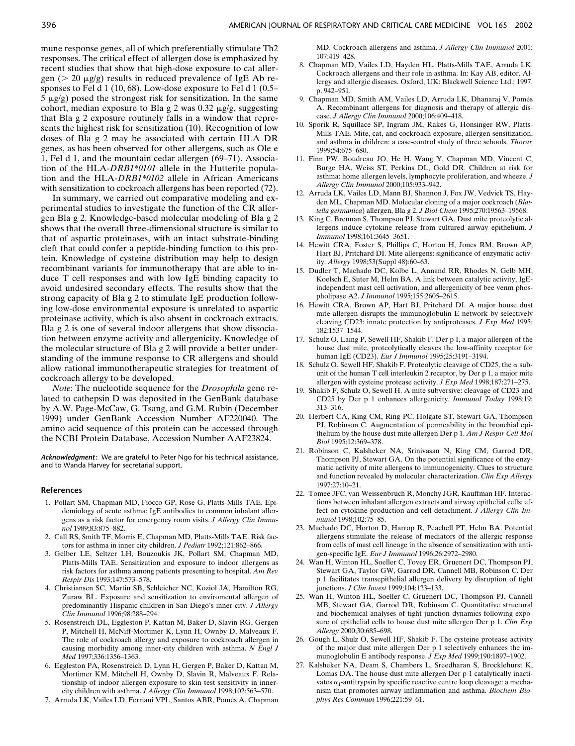mune response genes, all of which preferentially stimulate Th2 responses. The critical effect of allergen dose is emphasized by recent studies that show that high-dose exposure to cat allergen (> 20 μg/g) results in reduced prevalence of IgE Ab responses to Fel d 1 (10, 68). Low-dose exposure to Fel d 1 (0.5–5 μg/g) posed the strongest risk for sensitization. In the same cohort, median exposure to Bla g 2 was 0.32 μg/g, suggesting that Bla g 2 exposure routinely falls in a window that represents the highest risk for sensitization (10). Recognition of low doses of Bla g 2 may be associated with certain HLA DR genes, as has been observed for other allergens, such as Ole e 1, Fel d 1, and the mountain cedar allergen (69–71). Association of the HLA-*DRB1\*0101* allele in the Hutterite population and the HLA-*DRB1\*0102* allele in African Americans with sensitization to cockroach allergens has been reported (72).

In summary, we carried out comparative modeling and experimental studies to investigate the function of the CR allergen Bla g 2. Knowledge-based molecular modeling of Bla g 2 shows that the overall three-dimensional structure is similar to that of aspartic proteinases, with an intact substrate-binding cleft that could confer a peptide-binding function to this protein. Knowledge of cysteine distribution may help to design recombinant variants for immunotherapy that are able to induce T cell responses and with low IgE binding capacity to avoid undesired secondary effects. The results show that the strong capacity of Bla g 2 to stimulate IgE production following low-dose environmental exposure is unrelated to aspartic proteinase activity, which is also absent in cockroach extracts. Bla g 2 is one of several indoor allergens that show dissociation between enzyme activity and allergenicity. Knowledge of the molecular structure of Bla g 2 will provide a better understanding of the immune response to CR allergens and should allow rational immunotherapeutic strategies for treatment of cockroach allergy to be developed.

*Note*: The nucleotide sequence for the *Drosophila* gene related to cathepsin D was deposited in the GenBank database by A.W. Page-McCaw, G. Tsang, and G.M. Rubin (December 1999) under GenBank Accession Number AF220040. The amino acid sequence of this protein can be accessed through the NCBI Protein Database, Accession Number AAF23824.

***Acknowledgment*:** We are grateful to Peter Ngo for his technical assistance, and to Wanda Harvey for secretarial support.

## References

1. Pollart SM, Chapman MD, Fiocco GP, Rose G, Platts-Mills TAE. Epidemiology of acute asthma: IgE antibodies to common inhalant allergens as a risk factor for emergency room visits. *J Allergy Clin Immunol* 1989;83:875–882.
2. Call RS, Smith TF, Morris E, Chapman MD, Platts-Mills TAE. Risk factors for asthma in inner city children. *J Pediatr* 1992;121:862–866.
3. Gelber LE, Seltzer LH, Bouzoukis JK, Pollart SM, Chapman MD, Platts-Mills TAE. Sensitization and exposure to indoor allergens as risk factors for asthma among patients presenting to hospital. *Am Rev Respir Dis* 1993;147:573–578.
4. Christiansen SC, Martin SB, Schleicher NC, Koziol JA, Hamilton RG, Zuraw BL. Exposure and sensitization to enviromental allergen of predominantly Hispanic children in San Diego's inner city. *J Allergy Clin Immunol* 1996;98:288–294.
5. Rosenstreich DL, Eggleston P, Kattan M, Baker D, Slavin RG, Gergen P, Mitchell H, McNiff-Mortimer K, Lynn H, Ownby D, Malveaux F. The role of cockroach allergy and exposure to cockroach allergen in causing morbidity among inner-city children with asthma. *N Engl J Med* 1997;336:1356–1363.
6. Eggleston PA, Rosenstreich D, Lynn H, Gergen P, Baker D, Kattan M, Mortimer KM, Mitchell H, Ownby D, Slavin R, Malveaux F. Relationship of indoor allergen exposure to skin test sensitivity in inner-city children with asthma. *J Allergy Clin Immunol* 1998;102:563–570.
7. Arruda LK, Vailes LD, Ferriani VPL, Santos ABR, Pomés A, Chapman MD. Cockroach allergens and asthma. *J Allergy Clin Immunol* 2001; 107:419–428.
8. Chapman MD, Vailes LD, Hayden HL, Platts-Mills TAE, Arruda LK. Cockroach allergens and their role in asthma. In: Kay AB, editor. Allergy and allergic diseases. Oxford, UK: Blackwell Science Ltd.; 1997. p. 942–951.
9. Chapman MD, Smith AM, Vailes LD, Arruda LK, Dhanaraj V, Pomés A. Recombinant allergens for diagnosis and therapy of allergic disease. *J Allergy Clin Immunol* 2000;106:409–418.
10. Sporik R, Squillace SP, Ingram JM, Rakes G, Honsinger RW, Platts-Mills TAE. Mite, cat, and cockroach exposure, allergen sensitization, and asthma in children: a case-control study of three schools. *Thorax* 1999;54:675–680.
11. Finn PW, Boudreau JO, He H, Wang Y, Chapman MD, Vincent C, Burge HA, Weiss ST, Perkins DL, Gold DR. Children at risk for asthma: home allergen levels, lymphocyte proliferation, and wheeze. *J Allergy Clin Immunol* 2000;105:933–942.
12. Arruda LK, Vailes LD, Mann BJ, Shannon J, Fox JW, Vedvick TS, Hayden ML, Chapman MD. Molecular cloning of a major cockroach (*Blattella germanica*) allergen, Bla g 2. *J Biol Chem* 1995;270:19563–19568.
13. King C, Brennan S, Thompson PJ, Stewart GA. Dust mite proteolytic allergens induce cytokine release from cultured airway epithelium. *J Immunol* 1998;161:3645–3651.
14. Hewitt CRA, Foster S, Phillips C, Horton H, Jones RM, Brown AP, Hart BJ, Pritchard DI. Mite allergens: significance of enzymatic activity. *Allergy* 1998;53(Suppl 48):60–63.
15. Dudler T, Machado DC, Kolbe L, Annand RR, Rhodes N, Gelb MH, Koelsch E, Suter M, Helm BA. A link between catalytic activity, IgE-independent mast cell activation, and allergenicity of bee venm phospholipase A2. *J Immunol* 1995;155:2605–2615.
16. Hewitt CRA, Brown AP, Hart BJ, Pritchard DI. A major house dust mite allergen disrupts the immunoglobulin E network by selectively cleaving CD23: innate protection by antiproteases. *J Exp Med* 1995; 182:1537–1544.
17. Schulz O, Laing P, Sewell HF, Shakib F. Der p I, a major allergen of the house dust mite, proteolytically cleaves the low-affinity receptor for human IgE (CD23). *Eur J Immunol* 1995;25:3191–3194.
18. Schulz O, Sewell HF, Shakib F. Proteolytic cleavage of CD25, the α subunit of the human T cell interleukin 2 receptor, by Der p 1, a major mite allergen with cysteine protease activity. *J Exp Med* 1998;187:271–275.
19. Shakib F, Schulz O, Sewell H. A mite subversive: cleavage of CD23 and CD25 by Der p 1 enhances allergenicity. *Immunol Today* 1998;19: 313–316.
20. Herbert CA, King CM, Ring PC, Holgate ST, Stewart GA, Thompson PJ, Robinson C. Augmentation of permeability in the bronchial epithelium by the house dust mite allergen Der p 1. *Am J Respir Cell Mol Biol* 1995;12:369–378.
21. Robinson C, Kalsheker NA, Srinivasan N, King CM, Garrod DR, Thompson PJ, Stewart GA. On the potential significance of the enzymatic activity of mite allergens to immunogenicity. Clues to structure and function revealed by molecular characterization. *Clin Exp Allergy* 1997;27:10–21.
22. Tomee JFC, van Weissenbruch R, Monchy JGR, Kauffman HF. Interactions between inhalant allergen extracts and airway epithelial cells: effect on cytokine production and cell detachment. *J Allergy Clin Immunol* 1998;102:75–85.
23. Machado DC, Horton D, Harrop R, Peachell PT, Helm BA. Potential allergens stimulate the release of mediators of the allergic response from cells of mast cell lineage in the absence of sensitization with antigen-specific IgE. *Eur J Immunol* 1996;26:2972–2980.
24. Wan H, Winton HL, Soeller C, Tovey ER, Gruenert DC, Thompson PJ, Stewart GA, Taylor GW, Garrod DR, Cannell MB, Robinson C. Der p 1 facilitates transepithelial allergen delivery by disruption of tight junctions. *J Clin Invest* 1999;104:123–133.
25. Wan H, Winton HL, Soeller C, Gruenert DC, Thompson PJ, Cannell MB, Stewart GA, Garrod DR, Robinson C. Quantitative structural and biochemical analyses of tight junction dynamics following exposure of epithelial cells to house dust mite allergen Der p 1. *Clin Exp Allergy* 2000;30:685–698.
26. Gough L, Shulz O, Sewell HF, Shakib F. The cysteine protease activity of the major dust mite allergen Der p 1 selectively enhances the immunoglobulin E antibody response. *J Exp Med* 1999;190:1897–1902.
27. Kalsheker NA, Deam S, Chambers L, Sreedharan S, Brocklehurst K, Lomas DA. The house dust mite allergen Der p 1 catalytically inactivates $\alpha_1$-antitrypsin by specific reactive centre loop cleavage: a mechanism that promotes airway inflammation and asthma. *Biochem Biophys Res Commun* 1996;221:59–61.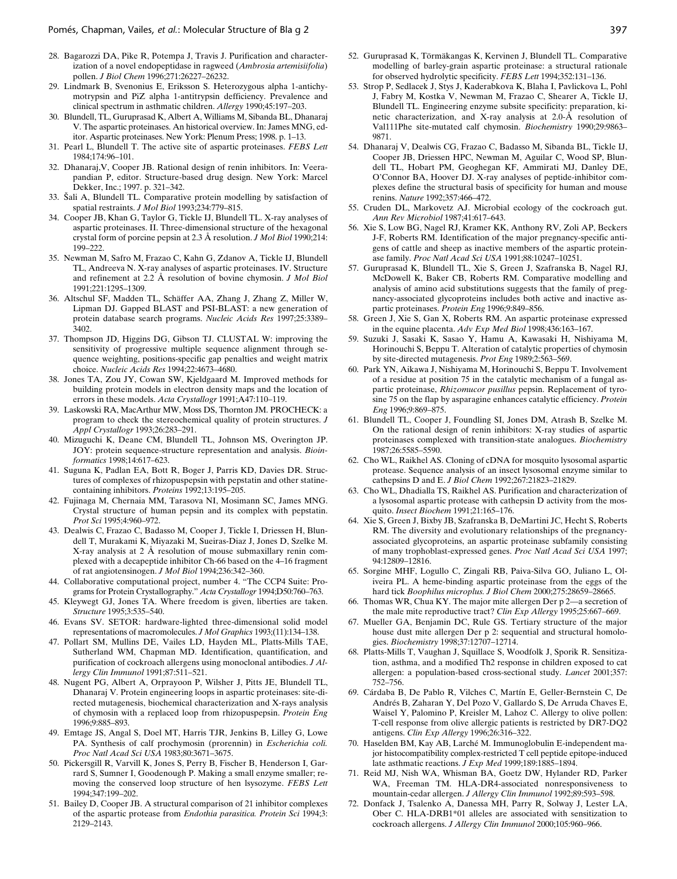28. Bagarozzi DA, Pike R, Potempa J, Travis J. Purification and characterization of a novel endopeptidase in ragweed (*Ambrosia artemisiifolia*) pollen. *J Biol Chem* 1996;271:26227–26232.
29. Lindmark B, Svenonius E, Eriksson S. Heterozygous alpha 1-antichymotrypsin and PiZ alpha 1-antitrypsin defficiency. Prevalence and clinical spectrum in asthmatic children. *Allergy* 1990;45:197–203.
30. Blundell TL, Guruprasad K, Albert A, Williams M, Sibanda BL, Dhanaraj V. The aspartic proteinases. An historical overview. In: James MNG, editor. Aspartic proteinases. New York: Plenum Press; 1998. p. 1–13.
31. Pearl L, Blundell T. The active site of aspartic proteinases. *FEBS Lett* 1984;174:96–101.
32. Dhanaraj,V, Cooper JB. Rational design of renin inhibitors. In: Veerapandian P, editor. Structure-based drug design. New York: Marcel Dekker, Inc.; 1997. p. 321–342.
33. Šali A, Blundell TL. Comparative protein modelling by satisfaction of spatial restraints. *J Mol Biol* 1993;234:779–815.
34. Cooper JB, Khan G, Taylor G, Tickle IJ, Blundell TL. X-ray analyses of aspartic proteinases. II. Three-dimensional structure of the hexagonal crystal form of porcine pepsin at 2.3 Å resolution. *J Mol Biol* 1990;214: 199–222.
35. Newman M, Safro M, Frazao C, Kahn G, Zdanov A, Tickle IJ, Blundell TL, Andreeva N. X-ray analyses of aspartic proteinases. IV. Structure and refinement at 2.2 Å resolution of bovine chymosin. *J Mol Biol* 1991;221:1295–1309.
36. Altschul SF, Madden TL, Schäffer AA, Zhang J, Zhang Z, Miller W, Lipman DJ. Gapped BLAST and PSI-BLAST: a new generation of protein database search programs. *Nucleic Acids Res* 1997;25:3389–3402.
37. Thompson JD, Higgins DG, Gibson TJ. CLUSTAL W: improving the sensitivity of progressive multiple sequence alignment through sequence weighting, positions-specific gap penalties and weight matrix choice. *Nucleic Acids Res* 1994;22:4673–4680.
38. Jones TA, Zou JY, Cowan SW, Kjeldgaard M. Improved methods for building protein models in electron density maps and the location of errors in these models. *Acta Crystallogr* 1991;A47:110–119.
39. Laskowski RA, MacArthur MW, Moss DS, Thornton JM. PROCHECK: a program to check the stereochemical quality of protein structures. *J Appl Crystallogr* 1993;26:283–291.
40. Mizuguchi K, Deane CM, Blundell TL, Johnson MS, Overington JP. JOY: protein sequence-structure representation and analysis. *Bioinformatics* 1998;14:617–623.
41. Suguna K, Padlan EA, Bott R, Boger J, Parris KD, Davies DR. Structures of complexes of rhizopuspepsin with pepstatin and other statine-containing inhibitors. *Proteins* 1992;13:195–205.
42. Fujinaga M, Chernaia MM, Tarasova NI, Mosimann SC, James MNG. Crystal structure of human pepsin and its complex with pepstatin. *Prot Sci* 1995;4:960–972.
43. Dealwis C, Frazao C, Badasso M, Cooper J, Tickle I, Driessen H, Blundell T, Murakami K, Miyazaki M, Sueiras-Diaz J, Jones D, Szelke M. X-ray analysis at 2 Å resolution of mouse submaxillary renin complexed with a decapeptide inhibitor Ch-66 based on the 4–16 fragment of rat angiotensinogen. *J Mol Biol* 1994;236:342–360.
44. Collaborative computational project, number 4. "The CCP4 Suite: Programs for Protein Crystallography." *Acta Crystallogr* 1994;D50:760–763.
45. Kleywegt GJ, Jones TA. Where freedom is given, liberties are taken. *Structure* 1995;3:535–540.
46. Evans SV. SETOR: hardware-lighted three-dimensional solid model representations of macromolecules. *J Mol Graphics* 1993;(11):134–138.
47. Pollart SM, Mullins DE, Vailes LD, Hayden ML, Platts-Mills TAE, Sutherland WM, Chapman MD. Identification, quantification, and purification of cockroach allergens using monoclonal antibodies. *J Allergy Clin Immunol* 1991;87:511–521.
48. Nugent PG, Albert A, Orprayoon P, Wilsher J, Pitts JE, Blundell TL, Dhanaraj V. Protein engineering loops in aspartic proteinases: site-directed mutagenesis, biochemical characterization and X-rays analysis of chymosin with a replaced loop from rhizopuspepsin. *Protein Eng* 1996;9:885–893.
49. Emtage JS, Angal S, Doel MT, Harris TJR, Jenkins B, Lilley G, Lowe PA. Synthesis of calf prochymosin (prorennin) in *Escherichia coli. Proc Natl Acad Sci USA* 1983;80:3671–3675.
50. Pickersgill R, Varvill K, Jones S, Perry B, Fischer B, Henderson I, Garrard S, Sumner I, Goodenough P. Making a small enzyme smaller; removing the conserved loop structure of hen lsysozyme. *FEBS Lett* 1994;347:199–202.
51. Bailey D, Cooper JB. A structural comparison of 21 inhibitor complexes of the aspartic protease from *Endothia parasitica. Protein Sci* 1994;3: 2129–2143.
52. Guruprasad K, Törmäkangas K, Kervinen J, Blundell TL. Comparative modelling of barley-grain aspartic proteinase: a structural rationale for observed hydrolytic specificity. *FEBS Lett* 1994;352:131–136.
53. Strop P, Sedlacek J, Stys J, Kaderabkova K, Blaha I, Pavlickova L, Pohl J, Fabry M, Kostka V, Newman M, Frazao C, Shearer A, Tickle IJ, Blundell TL. Engineering enzyme subsite specificity: preparation, kinetic characterization, and X-ray analysis at 2.0-Å resolution of Val111Phe site-mutated calf chymosin. *Biochemistry* 1990;29:9863–9871.
54. Dhanaraj V, Dealwis CG, Frazao C, Badasso M, Sibanda BL, Tickle IJ, Cooper JB, Driessen HPC, Newman M, Aguilar C, Wood SP, Blundell TL, Hobart PM, Geoghegan KF, Ammirati MJ, Danley DE, O'Connor BA, Hoover DJ. X-ray analyses of peptide-inhibitor complexes define the structural basis of specificity for human and mouse renins. *Nature* 1992;357:466–472.
55. Cruden DL, Markovetz AJ. Microbial ecology of the cockroach gut. *Ann Rev Microbiol* 1987;41:617–643.
56. Xie S, Low BG, Nagel RJ, Kramer KK, Anthony RV, Zoli AP, Beckers J-F, Roberts RM. Identification of the major pregnancy-specific antigens of cattle and sheep as inactive members of the aspartic proteinase family. *Proc Natl Acad Sci USA* 1991;88:10247–10251.
57. Guruprasad K, Blundell TL, Xie S, Green J, Szafranska B, Nagel RJ, McDowell K, Baker CB, Roberts RM. Comparative modelling and analysis of amino acid substitutions suggests that the family of pregnancy-associated glycoproteins includes both active and inactive aspartic proteinases. *Protein Eng* 1996;9:849–856.
58. Green J, Xie S, Gan X, Roberts RM. An aspartic proteinase expressed in the equine placenta. *Adv Exp Med Biol* 1998;436:163–167.
59. Suzuki J, Sasaki K, Sasao Y, Hamu A, Kawasaki H, Nishiyama M, Horinouchi S, Beppu T. Alteration of catalytic properties of chymosin by site-directed mutagenesis. *Prot Eng* 1989;2:563–569.
60. Park YN, Aikawa J, Nishiyama M, Horinouchi S, Beppu T. Involvement of a residue at position 75 in the catalytic mechanism of a fungal aspartic proteinase, *Rhizomucor pusillus* pepsin. Replacement of tyrosine 75 on the flap by asparagine enhances catalytic efficiency. *Protein Eng* 1996;9:869–875.
61. Blundell TL, Cooper J, Foundling SI, Jones DM, Atrash B, Szelke M. On the rational design of renin inhibitors: X-ray studies of aspartic proteinases complexed with transition-state analogues. *Biochemistry* 1987;26:5585–5590.
62. Cho WL, Raikhel AS. Cloning of cDNA for mosquito lysosomal aspartic protease. Sequence analysis of an insect lysosomal enzyme similar to cathepsins D and E. *J Biol Chem* 1992;267:21823–21829.
63. Cho WL, Dhadialla TS, Raikhel AS. Purification and characterization of a lysosomal aspartic protease with cathepsin D activity from the mosquito. *Insect Biochem* 1991;21:165–176.
64. Xie S, Green J, Bixby JB, Szafranska B, DeMartini JC, Hecht S, Roberts RM. The diversity and evolutionary relationships of the pregnancy-associated glycoproteins, an aspartic proteinase subfamily consisting of many trophoblast-expressed genes. *Proc Natl Acad Sci USA* 1997; 94:12809–12816.
65. Sorgine MHF, Logullo C, Zingali RB, Paiva-Silva GO, Juliano L, Oliveira PL. A heme-binding aspartic proteinase from the eggs of the hard tick *Boophilus microplus. J Biol Chem* 2000;275:28659–28665.
66. Thomas WR, Chua KY. The major mite allergen Der p 2—a secretion of the male mite reproductive tract? *Clin Exp Allergy* 1995;25:667–669.
67. Mueller GA, Benjamin DC, Rule GS. Tertiary structure of the major house dust mite allergen Der p 2: sequential and structural homologies. *Biochemistry* 1998;37:12707–12714.
68. Platts-Mills T, Vaughan J, Squillace S, Woodfolk J, Sporik R. Sensitization, asthma, and a modified Th2 response in children exposed to cat allergen: a population-based cross-sectional study. *Lancet* 2001;357: 752–756.
69. Cárdaba B, De Pablo R, Vilches C, Martín E, Geller-Bernstein C, De Andrés B, Zaharan Y, Del Pozo V, Gallardo S, De Arruda Chaves E, Waisel Y, Palomino P, Kreisler M, Lahoz C. Allergy to olive pollen: T-cell response from olive allergic patients is restricted by DR7-DQ2 antigens. *Clin Exp Allergy* 1996;26:316–322.
70. Haselden BM, Kay AB, Larché M. Immunoglobulin E-independent major histocompatibility complex-restricted T cell peptide epitope-induced late asthmatic reactions. *J Exp Med* 1999;189:1885–1894.
71. Reid MJ, Nish WA, Whisman BA, Goetz DW, Hylander RD, Parker WA, Freeman TM. HLA-DR4-associated nonresponsiveness to mountain-cedar allergen. *J Allergy Clin Immunol* 1992;89:593–598.
72. Donfack J, Tsalenko A, Danessa MH, Parry R, Solway J, Lester LA, Ober C. HLA-DRB1*01 alleles are associated with sensitization to cockroach allergens. *J Allergy Clin Immunol* 2000;105:960–966.